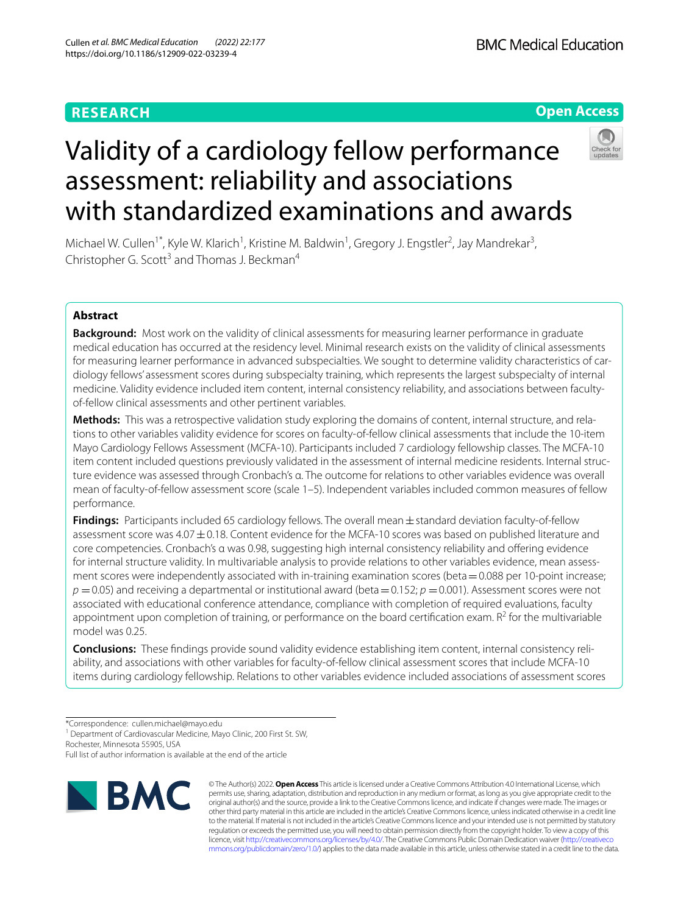RESEARCH

Open Access

# Validity of a cardiology fellow performance assessment: reliability and associations with standardized examinations and awards

Michael W. Cullen[1*], Kyle W. Klarich[1], Kristine M. Baldwin[1], Gregory J. Engstler[2], Jay Mandrekar[3], Christopher G. Scott[3] and Thomas J. Beckman[4]

## Abstract

**Background:** Most work on the validity of clinical assessments for measuring learner performance in graduate medical education has occurred at the residency level. Minimal research exists on the validity of clinical assessments for measuring learner performance in advanced subspecialties. We sought to determine validity characteristics of cardiology fellows' assessment scores during subspecialty training, which represents the largest subspecialty of internal medicine. Validity evidence included item content, internal consistency reliability, and associations between faculty-of-fellow clinical assessments and other pertinent variables.

**Methods:** This was a retrospective validation study exploring the domains of content, internal structure, and relations to other variables validity evidence for scores on faculty-of-fellow clinical assessments that include the 10-item Mayo Cardiology Fellows Assessment (MCFA-10). Participants included 7 cardiology fellowship classes. The MCFA-10 item content included questions previously validated in the assessment of internal medicine residents. Internal structure evidence was assessed through Cronbach's α. The outcome for relations to other variables evidence was overall mean of faculty-of-fellow assessment score (scale 1–5). Independent variables included common measures of fellow performance.

**Findings:** Participants included 65 cardiology fellows. The overall mean ± standard deviation faculty-of-fellow assessment score was 4.07 ± 0.18. Content evidence for the MCFA-10 scores was based on published literature and core competencies. Cronbach's α was 0.98, suggesting high internal consistency reliability and offering evidence for internal structure validity. In multivariable analysis to provide relations to other variables evidence, mean assessment scores were independently associated with in-training examination scores (beta = 0.088 per 10-point increase; $p = 0.05$) and receiving a departmental or institutional award (beta = 0.152; $p = 0.001$). Assessment scores were not associated with educational conference attendance, compliance with completion of required evaluations, faculty appointment upon completion of training, or performance on the board certification exam. $R^2$ for the multivariable model was 0.25.

**Conclusions:** These findings provide sound validity evidence establishing item content, internal consistency reliability, and associations with other variables for faculty-of-fellow clinical assessment scores that include MCFA-10 items during cardiology fellowship. Relations to other variables evidence included associations of assessment scores

*Correspondence: cullen.michael@mayo.edu

[1] Department of Cardiovascular Medicine, Mayo Clinic, 200 First St. SW, Rochester, Minnesota 55905, USA

Full list of author information is available at the end of the article

© The Author(s) 2022. **Open Access** This article is licensed under a Creative Commons Attribution 4.0 International License, which permits use, sharing, adaptation, distribution and reproduction in any medium or format, as long as you give appropriate credit to the original author(s) and the source, provide a link to the Creative Commons licence, and indicate if changes were made. The images or other third party material in this article are included in the article's Creative Commons licence, unless indicated otherwise in a credit line to the material. If material is not included in the article's Creative Commons licence and your intended use is not permitted by statutory regulation or exceeds the permitted use, you will need to obtain permission directly from the copyright holder. To view a copy of this licence, visit http://creativecommons.org/licenses/by/4.0/. The Creative Commons Public Domain Dedication waiver (http://creativecommons.org/publicdomain/zero/1.0/) applies to the data made available in this article, unless otherwise stated in a credit line to the data.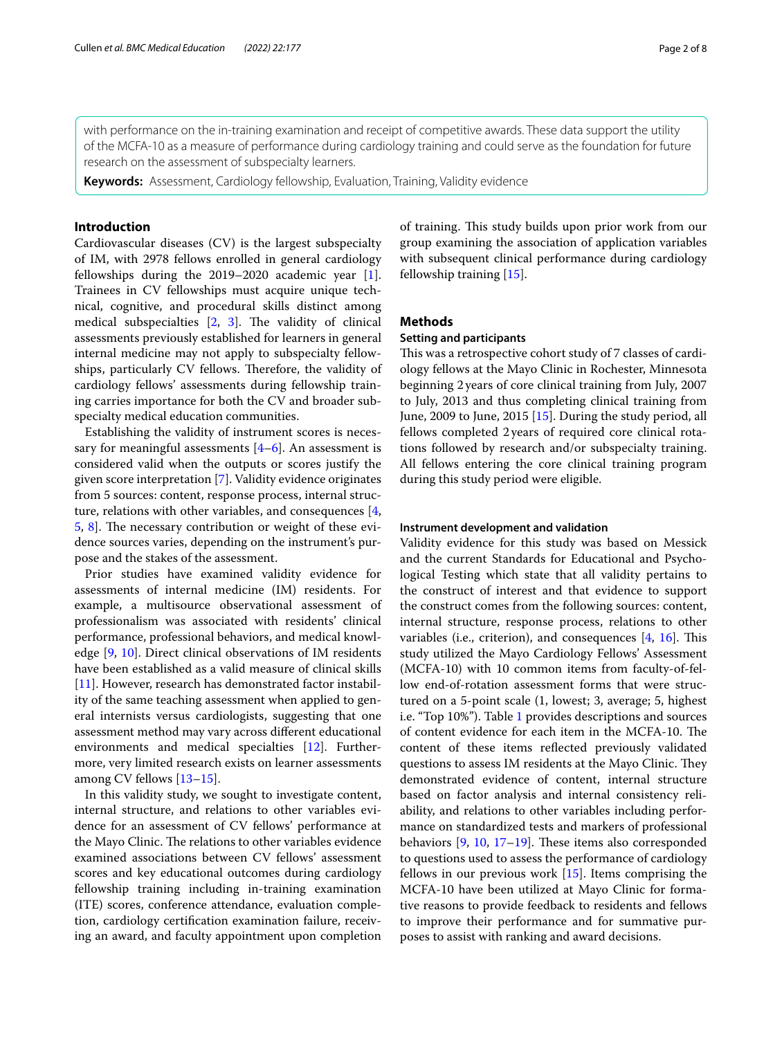with performance on the in-training examination and receipt of competitive awards. These data support the utility of the MCFA-10 as a measure of performance during cardiology training and could serve as the foundation for future research on the assessment of subspecialty learners.

**Keywords:** Assessment, Cardiology fellowship, Evaluation, Training, Validity evidence

## Introduction

Cardiovascular diseases (CV) is the largest subspecialty of IM, with 2978 fellows enrolled in general cardiology fellowships during the 2019–2020 academic year [1]. Trainees in CV fellowships must acquire unique technical, cognitive, and procedural skills distinct among medical subspecialties [2, 3]. The validity of clinical assessments previously established for learners in general internal medicine may not apply to subspecialty fellowships, particularly CV fellows. Therefore, the validity of cardiology fellows' assessments during fellowship training carries importance for both the CV and broader subspecialty medical education communities.

Establishing the validity of instrument scores is necessary for meaningful assessments [4–6]. An assessment is considered valid when the outputs or scores justify the given score interpretation [7]. Validity evidence originates from 5 sources: content, response process, internal structure, relations with other variables, and consequences [4, 5, 8]. The necessary contribution or weight of these evidence sources varies, depending on the instrument's purpose and the stakes of the assessment.

Prior studies have examined validity evidence for assessments of internal medicine (IM) residents. For example, a multisource observational assessment of professionalism was associated with residents' clinical performance, professional behaviors, and medical knowledge [9, 10]. Direct clinical observations of IM residents have been established as a valid measure of clinical skills [11]. However, research has demonstrated factor instability of the same teaching assessment when applied to general internists versus cardiologists, suggesting that one assessment method may vary across different educational environments and medical specialties [12]. Furthermore, very limited research exists on learner assessments among CV fellows [13–15].

In this validity study, we sought to investigate content, internal structure, and relations to other variables evidence for an assessment of CV fellows' performance at the Mayo Clinic. The relations to other variables evidence examined associations between CV fellows' assessment scores and key educational outcomes during cardiology fellowship training including in-training examination (ITE) scores, conference attendance, evaluation completion, cardiology certification examination failure, receiving an award, and faculty appointment upon completion of training. This study builds upon prior work from our group examining the association of application variables with subsequent clinical performance during cardiology fellowship training [15].

## Methods

### Setting and participants

This was a retrospective cohort study of 7 classes of cardiology fellows at the Mayo Clinic in Rochester, Minnesota beginning 2 years of core clinical training from July, 2007 to July, 2013 and thus completing clinical training from June, 2009 to June, 2015 [15]. During the study period, all fellows completed 2 years of required core clinical rotations followed by research and/or subspecialty training. All fellows entering the core clinical training program during this study period were eligible.

### Instrument development and validation

Validity evidence for this study was based on Messick and the current Standards for Educational and Psychological Testing which state that all validity pertains to the construct of interest and that evidence to support the construct comes from the following sources: content, internal structure, response process, relations to other variables (i.e., criterion), and consequences [4, 16]. This study utilized the Mayo Cardiology Fellows' Assessment (MCFA-10) with 10 common items from faculty-of-fellow end-of-rotation assessment forms that were structured on a 5-point scale (1, lowest; 3, average; 5, highest i.e. "Top 10%"). Table 1 provides descriptions and sources of content evidence for each item in the MCFA-10. The content of these items reflected previously validated questions to assess IM residents at the Mayo Clinic. They demonstrated evidence of content, internal structure based on factor analysis and internal consistency reliability, and relations to other variables including performance on standardized tests and markers of professional behaviors [9, 10, 17–19]. These items also corresponded to questions used to assess the performance of cardiology fellows in our previous work [15]. Items comprising the MCFA-10 have been utilized at Mayo Clinic for formative reasons to provide feedback to residents and fellows to improve their performance and for summative purposes to assist with ranking and award decisions.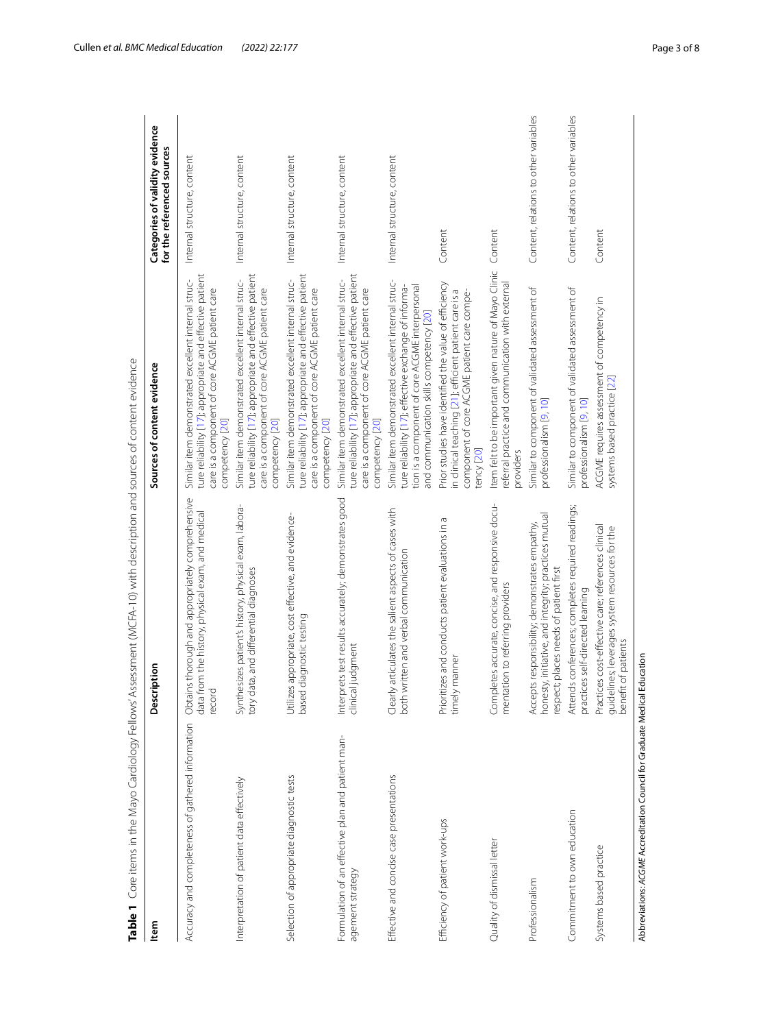**Table 1** Core items in the Mayo Cardiology Fellows' Assessment (MCFA-10) with description and sources of content evidence

| Item | Description | Sources of content evidence | Categories of validity evidence for the referenced sources |
|---|---|---|---|
| Accuracy and completeness of gathered information | Obtains thorough and appropriately comprehensive data from the history, physical exam, and medical record | Similar item demonstrated excellent internal structure reliability [17]; appropriate and effective patient care is a component of core ACGME patient care competency [20] | Internal structure, content |
| Interpretation of patient data effectively | Synthesizes patient's history, physical exam, laboratory data, and differential diagnoses | Similar item demonstrated excellent internal structure reliability [17]; appropriate and effective patient care is a component of core ACGME patient care competency [20] | Internal structure, content |
| Selection of appropriate diagnostic tests | Utilizes appropriate, cost effective, and evidence-based diagnostic testing | Similar item demonstrated excellent internal structure reliability [17]; appropriate and effective patient care is a component of core ACGME patient care competency [20] | Internal structure, content |
| Formulation of an effective plan and patient management strategy | Interprets test results accurately; demonstrates good clinical judgment | Similar item demonstrated excellent internal structure reliability [17]; appropriate and effective patient care is a component of core ACGME patient care competency [20] | Internal structure, content |
| Effective and concise case presentations | Clearly articulates the salient aspects of cases with both written and verbal communication | Similar item demonstrated excellent internal structure reliability [17]; effective exchange of information is a component of core ACGME interpersonal and communication skills competency [20] | Internal structure, content |
| Efficiency of patient work-ups | Prioritizes and conducts patient evaluations in a timely manner | Prior studies have identified the value of efficiency in clinical teaching [21]; efficient patient care is a component of core ACGME patient care competency [20] | Content |
| Quality of dismissal letter | Completes accurate, concise, and responsive documentation to referring providers | Item felt to be important given nature of Mayo Clinic referral practice and communication with external providers | Content |
| Professionalism | Accepts responsibility; demonstrates empathy, honesty, initiative, and integrity; practices mutual respect; places needs of patient first | Similar to component of validated assessment of professionalism [9, 10] | Content, relations to other variables |
| Commitment to own education | Attends conferences; completes required readings; practices self-directed learning | Similar to component of validated assessment of professionalism [9, 10] | Content, relations to other variables |
| Systems based practice | Practices cost-effective care; references clinical guidelines; leverages system resources for the benefit of patients | ACGME requires assessment of competency in systems based practice [22] | Content |

Abbreviations: *ACGME* Accreditation Council for Graduate Medical Education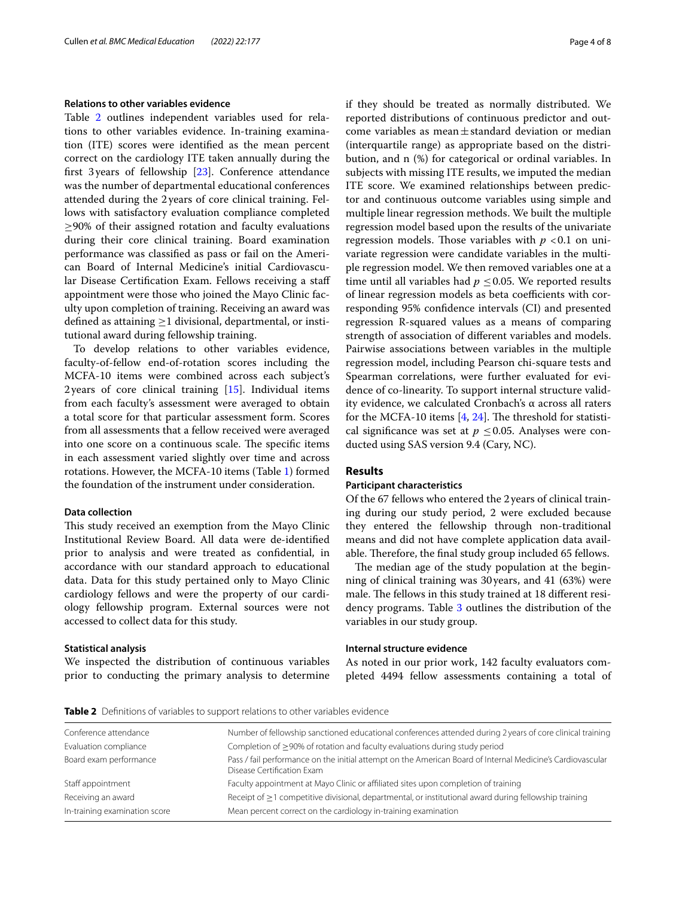### Relations to other variables evidence

Table 2 outlines independent variables used for relations to other variables evidence. In-training examination (ITE) scores were identified as the mean percent correct on the cardiology ITE taken annually during the first 3 years of fellowship [23]. Conference attendance was the number of departmental educational conferences attended during the 2 years of core clinical training. Fellows with satisfactory evaluation compliance completed ≥90% of their assigned rotation and faculty evaluations during their core clinical training. Board examination performance was classified as pass or fail on the American Board of Internal Medicine's initial Cardiovascular Disease Certification Exam. Fellows receiving a staff appointment were those who joined the Mayo Clinic faculty upon completion of training. Receiving an award was defined as attaining ≥1 divisional, departmental, or institutional award during fellowship training.

To develop relations to other variables evidence, faculty-of-fellow end-of-rotation scores including the MCFA-10 items were combined across each subject's 2 years of core clinical training [15]. Individual items from each faculty's assessment were averaged to obtain a total score for that particular assessment form. Scores from all assessments that a fellow received were averaged into one score on a continuous scale. The specific items in each assessment varied slightly over time and across rotations. However, the MCFA-10 items (Table 1) formed the foundation of the instrument under consideration.

### Data collection

This study received an exemption from the Mayo Clinic Institutional Review Board. All data were de-identified prior to analysis and were treated as confidential, in accordance with our standard approach to educational data. Data for this study pertained only to Mayo Clinic cardiology fellows and were the property of our cardiology fellowship program. External sources were not accessed to collect data for this study.

### Statistical analysis

We inspected the distribution of continuous variables prior to conducting the primary analysis to determine if they should be treated as normally distributed. We reported distributions of continuous predictor and outcome variables as mean ± standard deviation or median (interquartile range) as appropriate based on the distribution, and n (%) for categorical or ordinal variables. In subjects with missing ITE results, we imputed the median ITE score. We examined relationships between predictor and continuous outcome variables using simple and multiple linear regression methods. We built the multiple regression model based upon the results of the univariate regression models. Those variables with $p < 0.1$ on univariate regression were candidate variables in the multiple regression model. We then removed variables one at a time until all variables had $p \leq 0.05$. We reported results of linear regression models as beta coefficients with corresponding 95% confidence intervals (CI) and presented regression R-squared values as a means of comparing strength of association of different variables and models. Pairwise associations between variables in the multiple regression model, including Pearson chi-square tests and Spearman correlations, were further evaluated for evidence of co-linearity. To support internal structure validity evidence, we calculated Cronbach's α across all raters for the MCFA-10 items [4, 24]. The threshold for statistical significance was set at $p \leq 0.05$. Analyses were conducted using SAS version 9.4 (Cary, NC).

## Results

### Participant characteristics

Of the 67 fellows who entered the 2 years of clinical training during our study period, 2 were excluded because they entered the fellowship through non-traditional means and did not have complete application data available. Therefore, the final study group included 65 fellows.

The median age of the study population at the beginning of clinical training was 30 years, and 41 (63%) were male. The fellows in this study trained at 18 different residency programs. Table 3 outlines the distribution of the variables in our study group.

### Internal structure evidence

As noted in our prior work, 142 faculty evaluators completed 4494 fellow assessments containing a total of

**Table 2** Definitions of variables to support relations to other variables evidence

| | |
|---|---|
| Conference attendance | Number of fellowship sanctioned educational conferences attended during 2 years of core clinical training |
| Evaluation compliance | Completion of ≥90% of rotation and faculty evaluations during study period |
| Board exam performance | Pass / fail performance on the initial attempt on the American Board of Internal Medicine's Cardiovascular Disease Certification Exam |
| Staff appointment | Faculty appointment at Mayo Clinic or affiliated sites upon completion of training |
| Receiving an award | Receipt of ≥1 competitive divisional, departmental, or institutional award during fellowship training |
| In-training examination score | Mean percent correct on the cardiology in-training examination |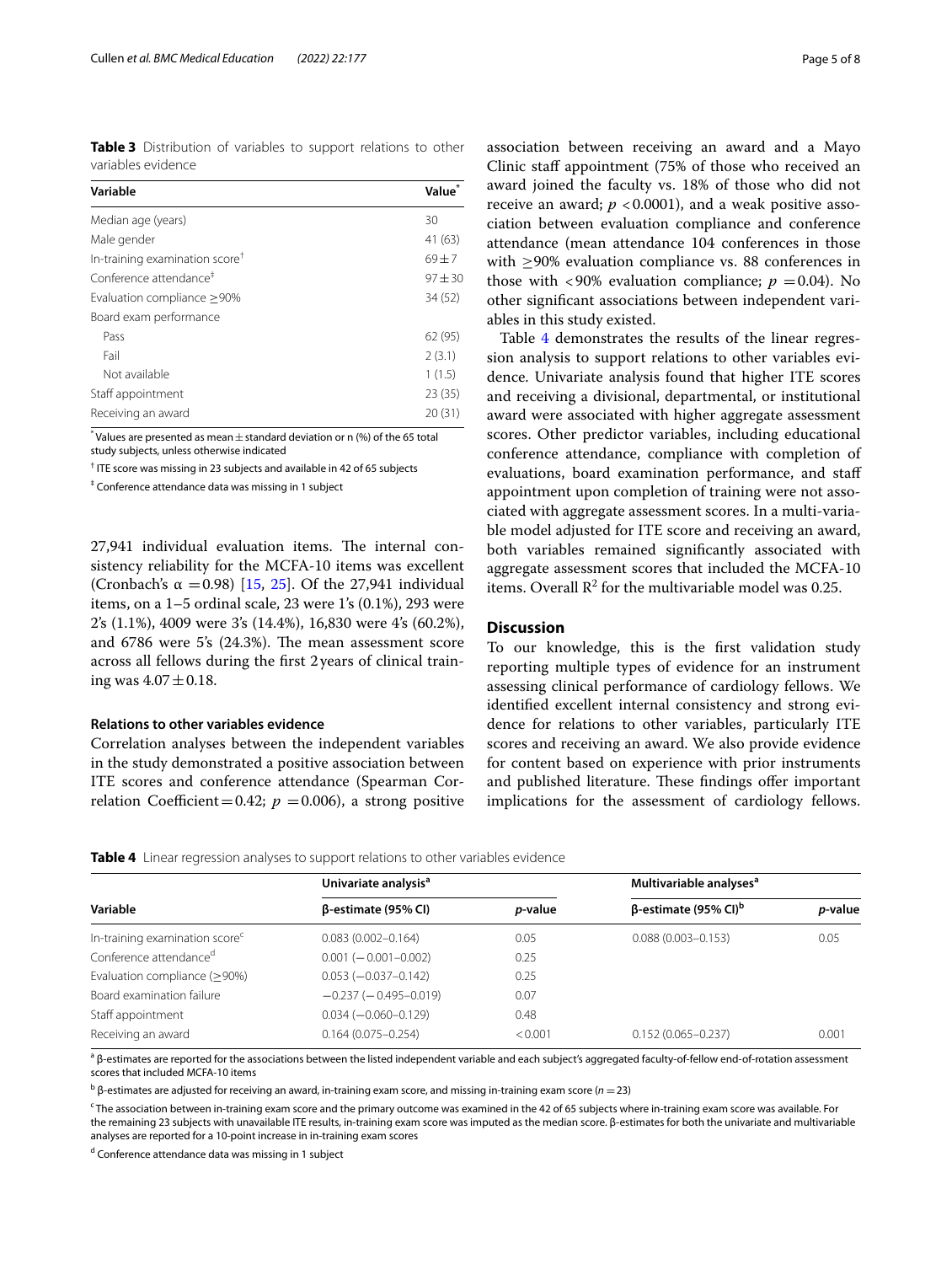**Table 3** Distribution of variables to support relations to other variables evidence

| Variable | Value* |
|---|---|
| Median age (years) | 30 |
| Male gender | 41 (63) |
| In-training examination score† | 69 ± 7 |
| Conference attendance‡ | 97 ± 30 |
| Evaluation compliance ≥90% | 34 (52) |
| Board exam performance | |
| Pass | 62 (95) |
| Fail | 2 (3.1) |
| Not available | 1 (1.5) |
| Staff appointment | 23 (35) |
| Receiving an award | 20 (31) |

* Values are presented as mean ± standard deviation or n (%) of the 65 total study subjects, unless otherwise indicated

† ITE score was missing in 23 subjects and available in 42 of 65 subjects

‡ Conference attendance data was missing in 1 subject

27,941 individual evaluation items. The internal consistency reliability for the MCFA-10 items was excellent (Cronbach's $\alpha = 0.98$) [15, 25]. Of the 27,941 individual items, on a 1–5 ordinal scale, 23 were 1's (0.1%), 293 were 2's (1.1%), 4009 were 3's (14.4%), 16,830 were 4's (60.2%), and 6786 were 5's (24.3%). The mean assessment score across all fellows during the first 2 years of clinical training was $4.07 \pm 0.18$.

### Relations to other variables evidence

Correlation analyses between the independent variables in the study demonstrated a positive association between ITE scores and conference attendance (Spearman Correlation Coefficient = 0.42; $p = 0.006$), a strong positive association between receiving an award and a Mayo Clinic staff appointment (75% of those who received an award joined the faculty vs. 18% of those who did not receive an award; $p < 0.0001$), and a weak positive association between evaluation compliance and conference attendance (mean attendance 104 conferences in those with ≥90% evaluation compliance vs. 88 conferences in those with <90% evaluation compliance; $p = 0.04$). No other significant associations between independent variables in this study existed.

Table 4 demonstrates the results of the linear regression analysis to support relations to other variables evidence. Univariate analysis found that higher ITE scores and receiving a divisional, departmental, or institutional award were associated with higher aggregate assessment scores. Other predictor variables, including educational conference attendance, compliance with completion of evaluations, board examination performance, and staff appointment upon completion of training were not associated with aggregate assessment scores. In a multi-variable model adjusted for ITE score and receiving an award, both variables remained significantly associated with aggregate assessment scores that included the MCFA-10 items. Overall $R^2$ for the multivariable model was 0.25.

## Discussion

To our knowledge, this is the first validation study reporting multiple types of evidence for an instrument assessing clinical performance of cardiology fellows. We identified excellent internal consistency and strong evidence for relations to other variables, particularly ITE scores and receiving an award. We also provide evidence for content based on experience with prior instruments and published literature. These findings offer important implications for the assessment of cardiology fellows.

**Table 4** Linear regression analyses to support relations to other variables evidence

| Variable | Univariate analysis[a] | | Multivariable analyses[a] | |
|---|---|---|---|---|
| | β-estimate (95% CI) | *p*-value | β-estimate (95% CI)[b] | *p*-value |
| In-training examination score[c] | 0.083 (0.002–0.164) | 0.05 | 0.088 (0.003–0.153) | 0.05 |
| Conference attendance[d] | 0.001 (−0.001–0.002) | 0.25 | | |
| Evaluation compliance (≥90%) | 0.053 (−0.037–0.142) | 0.25 | | |
| Board examination failure | −0.237 (−0.495–0.019) | 0.07 | | |
| Staff appointment | 0.034 (−0.060–0.129) | 0.48 | | |
| Receiving an award | 0.164 (0.075–0.254) | <0.001 | 0.152 (0.065–0.237) | 0.001 |

[a] β-estimates are reported for the associations between the listed independent variable and each subject's aggregated faculty-of-fellow end-of-rotation assessment scores that included MCFA-10 items

[b] β-estimates are adjusted for receiving an award, in-training exam score, and missing in-training exam score ($n = 23$)

[c] The association between in-training exam score and the primary outcome was examined in the 42 of 65 subjects where in-training exam score was available. For the remaining 23 subjects with unavailable ITE results, in-training exam score was imputed as the median score. β-estimates for both the univariate and multivariable analyses are reported for a 10-point increase in in-training exam scores

[d] Conference attendance data was missing in 1 subject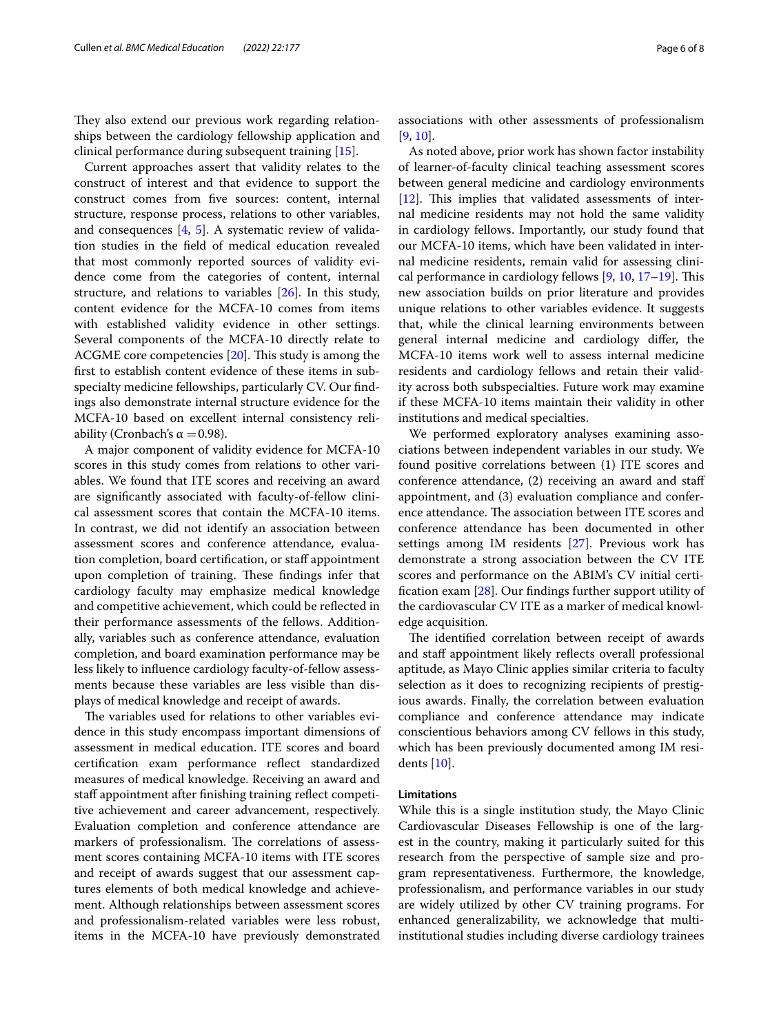They also extend our previous work regarding relationships between the cardiology fellowship application and clinical performance during subsequent training [15].

Current approaches assert that validity relates to the construct of interest and that evidence to support the construct come from five sources: content, internal structure, response process, relations to other variables, and consequences [4, 5]. A systematic review of validation studies in the field of medical education revealed that most commonly reported sources of validity evidence come from the categories of content, internal structure, and relations to variables [26]. In this study, content evidence for the MCFA-10 comes from items with established validity evidence in other settings. Several components of the MCFA-10 directly relate to ACGME core competencies [20]. This study is among the first to establish content evidence of these items in subspecialty medicine fellowships, particularly CV. Our findings also demonstrate internal structure evidence for the MCFA-10 based on excellent internal consistency reliability (Cronbach's $\alpha = 0.98$).

A major component of validity evidence for MCFA-10 scores in this study comes from relations to other variables. We found that ITE scores and receiving an award are significantly associated with faculty-of-fellow clinical assessment scores that contain the MCFA-10 items. In contrast, we did not identify an association between assessment scores and conference attendance, evaluation completion, board certification, or staff appointment upon completion of training. These findings infer that cardiology faculty may emphasize medical knowledge and competitive achievement, which could be reflected in their performance assessments of the fellows. Additionally, variables such as conference attendance, evaluation completion, and board examination performance may be less likely to influence cardiology faculty-of-fellow assessments because these variables are less visible than displays of medical knowledge and receipt of awards.

The variables used for relations to other variables evidence in this study encompass important dimensions of assessment in medical education. ITE scores and board certification exam performance reflect standardized measures of medical knowledge. Receiving an award and staff appointment after finishing training reflect competitive achievement and career advancement, respectively. Evaluation completion and conference attendance are markers of professionalism. The correlations of assessment scores containing MCFA-10 items with ITE scores and receipt of awards suggest that our assessment captures elements of both medical knowledge and achievement. Although relationships between assessment scores and professionalism-related variables were less robust, items in the MCFA-10 have previously demonstrated associations with other assessments of professionalism [9, 10].

As noted above, prior work has shown factor instability of learner-of-faculty clinical teaching assessment scores between general medicine and cardiology environments [12]. This implies that validated assessments of internal medicine residents may not hold the same validity in cardiology fellows. Importantly, our study found that our MCFA-10 items, which have been validated in internal medicine residents, remain valid for assessing clinical performance in cardiology fellows [9, 10, 17–19]. This new association builds on prior literature and provides unique relations to other variables evidence. It suggests that, while the clinical learning environments between general internal medicine and cardiology differ, the MCFA-10 items work well to assess internal medicine residents and cardiology fellows and retain their validity across both subspecialties. Future work may examine if these MCFA-10 items maintain their validity in other institutions and medical specialties.

We performed exploratory analyses examining associations between independent variables in our study. We found positive correlations between (1) ITE scores and conference attendance, (2) receiving an award and staff appointment, and (3) evaluation compliance and conference attendance. The association between ITE scores and conference attendance has been documented in other settings among IM residents [27]. Previous work has demonstrate a strong association between the CV ITE scores and performance on the ABIM's CV initial certification exam [28]. Our findings further support utility of the cardiovascular CV ITE as a marker of medical knowledge acquisition.

The identified correlation between receipt of awards and staff appointment likely reflects overall professional aptitude, as Mayo Clinic applies similar criteria to faculty selection as it does to recognizing recipients of prestigious awards. Finally, the correlation between evaluation compliance and conference attendance may indicate conscientious behaviors among CV fellows in this study, which has been previously documented among IM residents [10].

## Limitations

While this is a single institution study, the Mayo Clinic Cardiovascular Diseases Fellowship is one of the largest in the country, making it particularly suited for this research from the perspective of sample size and program representativeness. Furthermore, the knowledge, professionalism, and performance variables in our study are widely utilized by other CV training programs. For enhanced generalizability, we acknowledge that multi-institutional studies including diverse cardiology trainees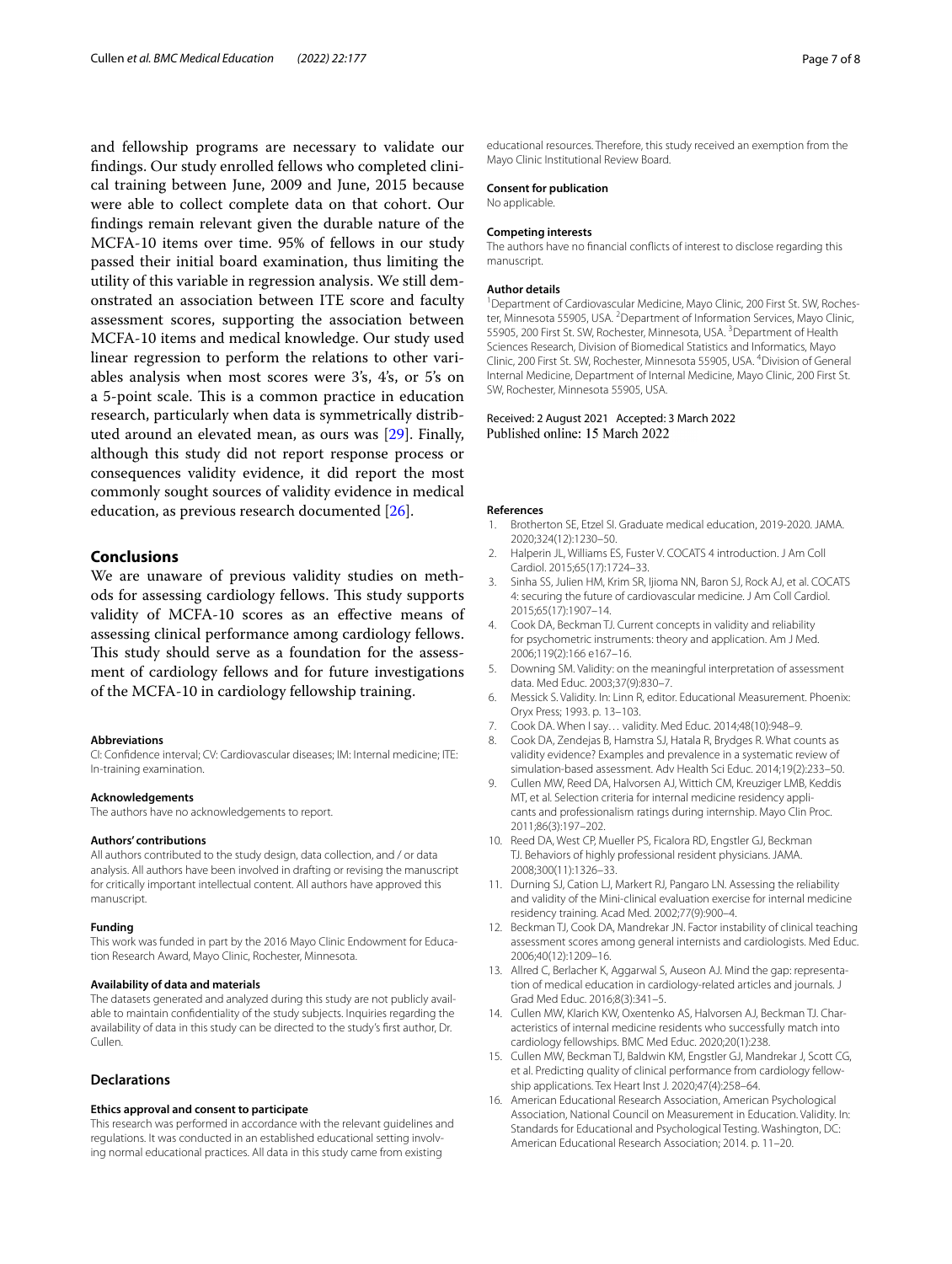and fellowship programs are necessary to validate our findings. Our study enrolled fellows who completed clinical training between June, 2009 and June, 2015 because were able to collect complete data on that cohort. Our findings remain relevant given the durable nature of the MCFA-10 items over time. 95% of fellows in our study passed their initial board examination, thus limiting the utility of this variable in regression analysis. We still demonstrated an association between ITE score and faculty assessment scores, supporting the association between MCFA-10 items and medical knowledge. Our study used linear regression to perform the relations to other variables analysis when most scores were 3's, 4's, or 5's on a 5-point scale. This is a common practice in education research, particularly when data is symmetrically distributed around an elevated mean, as ours was [29]. Finally, although this study did not report response process or consequences validity evidence, it did report the most commonly sought sources of validity evidence in medical education, as previous research documented [26].

## Conclusions

We are unaware of previous validity studies on methods for assessing cardiology fellows. This study supports validity of MCFA-10 scores as an effective means of assessing clinical performance among cardiology fellows. This study should serve as a foundation for the assessment of cardiology fellows and for future investigations of the MCFA-10 in cardiology fellowship training.

#### Abbreviations
CI: Confidence interval; CV: Cardiovascular diseases; IM: Internal medicine; ITE: In-training examination.

#### Acknowledgements
The authors have no acknowledgements to report.

#### Authors' contributions
All authors contributed to the study design, data collection, and / or data analysis. All authors have been involved in drafting or revising the manuscript for critically important intellectual content. All authors have approved this manuscript.

#### Funding
This work was funded in part by the 2016 Mayo Clinic Endowment for Education Research Award, Mayo Clinic, Rochester, Minnesota.

#### Availability of data and materials
The datasets generated and analyzed during this study are not publicly available to maintain confidentiality of the study subjects. Inquiries regarding the availability of data in this study can be directed to the study's first author, Dr. Cullen.

### Declarations

#### Ethics approval and consent to participate
This research was performed in accordance with the relevant guidelines and regulations. It was conducted in an established educational setting involving normal educational practices. All data in this study came from existing educational resources. Therefore, this study received an exemption from the Mayo Clinic Institutional Review Board.

#### Consent for publication
No applicable.

#### Competing interests
The authors have no financial conflicts of interest to disclose regarding this manuscript.

#### Author details
[1]Department of Cardiovascular Medicine, Mayo Clinic, 200 First St. SW, Rochester, Minnesota 55905, USA. [2]Department of Information Services, Mayo Clinic, 55905, 200 First St. SW, Rochester, Minnesota, USA. [3]Department of Health Sciences Research, Division of Biomedical Statistics and Informatics, Mayo Clinic, 200 First St. SW, Rochester, Minnesota 55905, USA. [4]Division of General Internal Medicine, Department of Internal Medicine, Mayo Clinic, 200 First St. SW, Rochester, Minnesota 55905, USA.

Received: 2 August 2021 Accepted: 3 March 2022
Published online: 15 March 2022

#### References
1. Brotherton SE, Etzel SI. Graduate medical education, 2019-2020. JAMA. 2020;324(12):1230–50.
2. Halperin JL, Williams ES, Fuster V. COCATS 4 introduction. J Am Coll Cardiol. 2015;65(17):1724–33.
3. Sinha SS, Julien HM, Krim SR, Ijioma NN, Baron SJ, Rock AJ, et al. COCATS 4: securing the future of cardiovascular medicine. J Am Coll Cardiol. 2015;65(17):1907–14.
4. Cook DA, Beckman TJ. Current concepts in validity and reliability for psychometric instruments: theory and application. Am J Med. 2006;119(2):166 e167–16.
5. Downing SM. Validity: on the meaningful interpretation of assessment data. Med Educ. 2003;37(9):830–7.
6. Messick S. Validity. In: Linn R, editor. Educational Measurement. Phoenix: Oryx Press; 1993. p. 13–103.
7. Cook DA. When I say… validity. Med Educ. 2014;48(10):948–9.
8. Cook DA, Zendejas B, Hamstra SJ, Hatala R, Brydges R. What counts as validity evidence? Examples and prevalence in a systematic review of simulation-based assessment. Adv Health Sci Educ. 2014;19(2):233–50.
9. Cullen MW, Reed DA, Halvorsen AJ, Wittich CM, Kreuziger LMB, Keddis MT, et al. Selection criteria for internal medicine residency applicants and professionalism ratings during internship. Mayo Clin Proc. 2011;86(3):197–202.
10. Reed DA, West CP, Mueller PS, Ficalora RD, Engstler GJ, Beckman TJ. Behaviors of highly professional resident physicians. JAMA. 2008;300(11):1326–33.
11. Durning SJ, Cation LJ, Markert RJ, Pangaro LN. Assessing the reliability and validity of the Mini-clinical evaluation exercise for internal medicine residency training. Acad Med. 2002;77(9):900–4.
12. Beckman TJ, Cook DA, Mandrekar JN. Factor instability of clinical teaching assessment scores among general internists and cardiologists. Med Educ. 2006;40(12):1209–16.
13. Allred C, Berlacher K, Aggarwal S, Auseon AJ. Mind the gap: representation of medical education in cardiology-related articles and journals. J Grad Med Educ. 2016;8(3):341–5.
14. Cullen MW, Klarich KW, Oxentenko AS, Halvorsen AJ, Beckman TJ. Characteristics of internal medicine residents who successfully match into cardiology fellowships. BMC Med Educ. 2020;20(1):238.
15. Cullen MW, Beckman TJ, Baldwin KM, Engstler GJ, Mandrekar J, Scott CG, et al. Predicting quality of clinical performance from cardiology fellowship applications. Tex Heart Inst J. 2020;47(4):258–64.
16. American Educational Research Association, American Psychological Association, National Council on Measurement in Education. Validity. In: Standards for Educational and Psychological Testing. Washington, DC: American Educational Research Association; 2014. p. 11–20.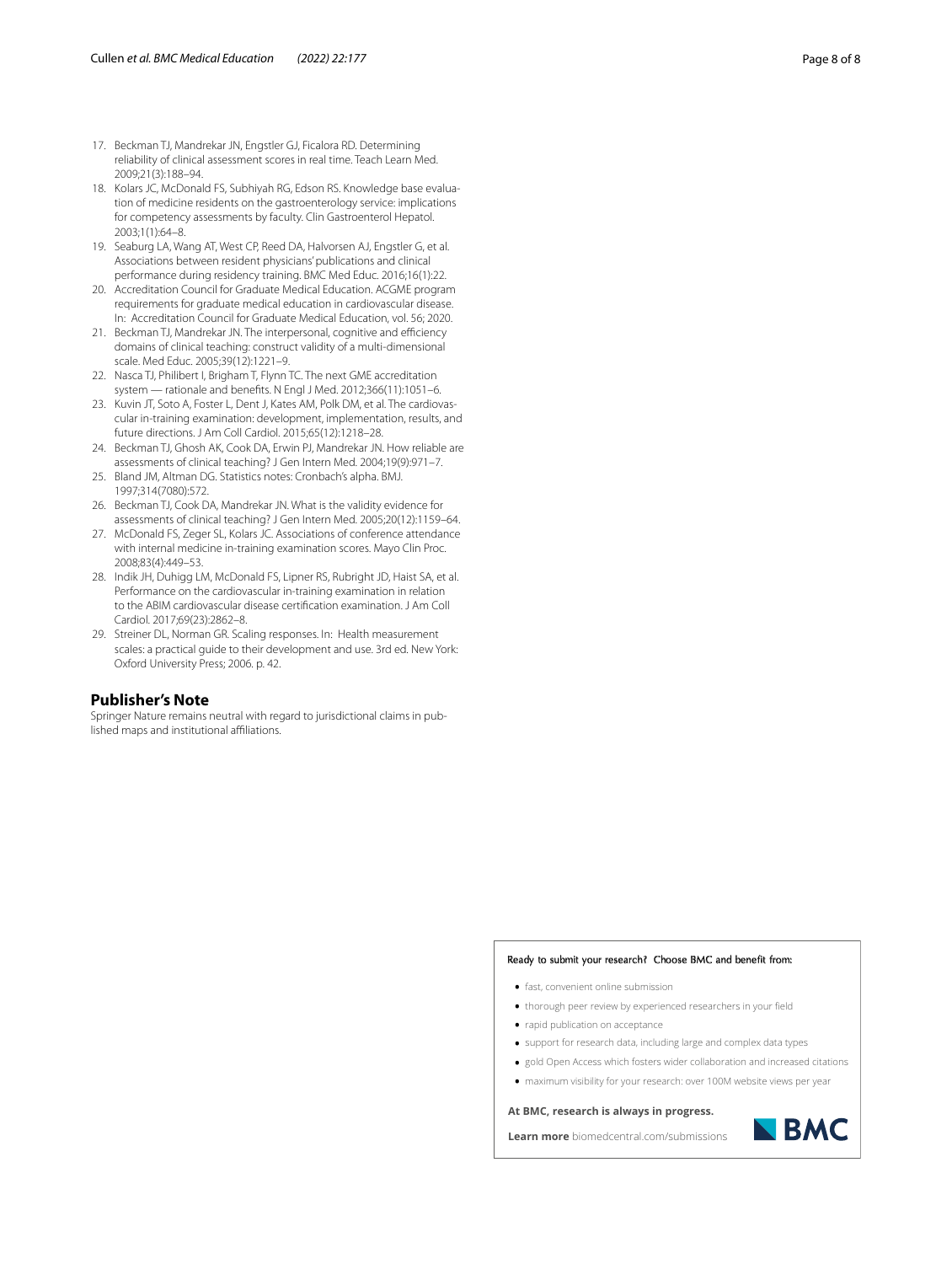17. Beckman TJ, Mandrekar JN, Engstler GJ, Ficalora RD. Determining reliability of clinical assessment scores in real time. Teach Learn Med. 2009;21(3):188–94.
18. Kolars JC, McDonald FS, Subhiyah RG, Edson RS. Knowledge base evaluation of medicine residents on the gastroenterology service: implications for competency assessments by faculty. Clin Gastroenterol Hepatol. 2003;1(1):64–8.
19. Seaburg LA, Wang AT, West CP, Reed DA, Halvorsen AJ, Engstler G, et al. Associations between resident physicians' publications and clinical performance during residency training. BMC Med Educ. 2016;16(1):22.
20. Accreditation Council for Graduate Medical Education. ACGME program requirements for graduate medical education in cardiovascular disease. In: Accreditation Council for Graduate Medical Education, vol. 56; 2020.
21. Beckman TJ, Mandrekar JN. The interpersonal, cognitive and efficiency domains of clinical teaching: construct validity of a multi-dimensional scale. Med Educ. 2005;39(12):1221–9.
22. Nasca TJ, Philibert I, Brigham T, Flynn TC. The next GME accreditation system — rationale and benefits. N Engl J Med. 2012;366(11):1051–6.
23. Kuvin JT, Soto A, Foster L, Dent J, Kates AM, Polk DM, et al. The cardiovascular in-training examination: development, implementation, results, and future directions. J Am Coll Cardiol. 2015;65(12):1218–28.
24. Beckman TJ, Ghosh AK, Cook DA, Erwin PJ, Mandrekar JN. How reliable are assessments of clinical teaching? J Gen Intern Med. 2004;19(9):971–7.
25. Bland JM, Altman DG. Statistics notes: Cronbach's alpha. BMJ. 1997;314(7080):572.
26. Beckman TJ, Cook DA, Mandrekar JN. What is the validity evidence for assessments of clinical teaching? J Gen Intern Med. 2005;20(12):1159–64.
27. McDonald FS, Zeger SL, Kolars JC. Associations of conference attendance with internal medicine in-training examination scores. Mayo Clin Proc. 2008;83(4):449–53.
28. Indik JH, Duhigg LM, McDonald FS, Lipner RS, Rubright JD, Haist SA, et al. Performance on the cardiovascular in-training examination in relation to the ABIM cardiovascular disease certification examination. J Am Coll Cardiol. 2017;69(23):2862–8.
29. Streiner DL, Norman GR. Scaling responses. In: Health measurement scales: a practical guide to their development and use. 3rd ed. New York: Oxford University Press; 2006. p. 42.

## Publisher's Note

Springer Nature remains neutral with regard to jurisdictional claims in published maps and institutional affiliations.

Ready to submit your research? Choose BMC and benefit from:

- fast, convenient online submission
- thorough peer review by experienced researchers in your field
- rapid publication on acceptance
- support for research data, including large and complex data types
- gold Open Access which fosters wider collaboration and increased citations
- maximum visibility for your research: over 100M website views per year

**At BMC, research is always in progress.**

**Learn more** biomedcentral.com/submissions

BMC